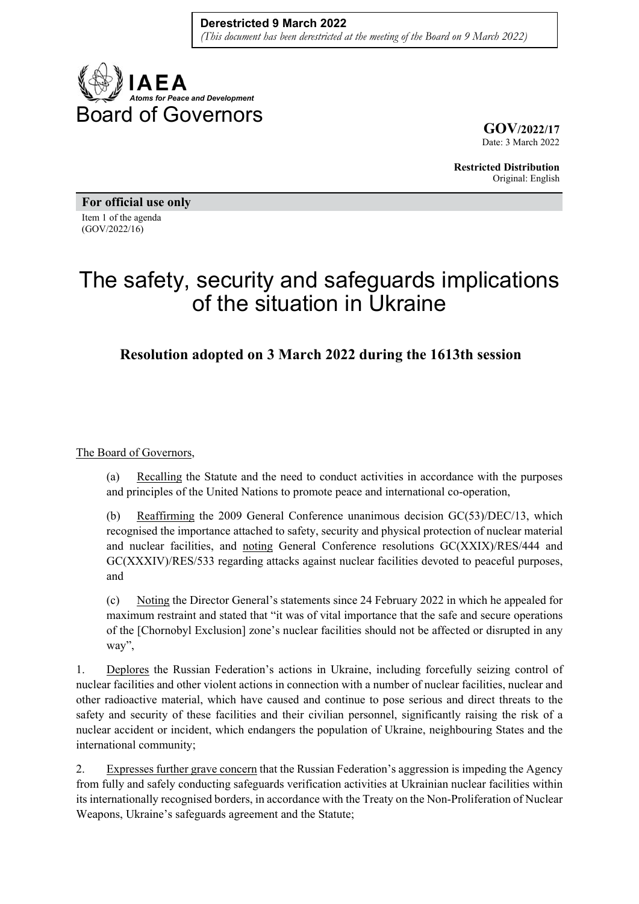**Derestricted 9 March 2022**
*(This document has been derestricted at the meeting of the Board on 9 March 2022)*

**IAEA**
*Atoms for Peace and Development*

Board of Governors

**GOV/2022/17**
Date: 3 March 2022

**Restricted Distribution**
Original: English

**For official use only**

Item 1 of the agenda
(GOV/2022/16)

# The safety, security and safeguards implications of the situation in Ukraine

## Resolution adopted on 3 March 2022 during the 1613th session

The Board of Governors,

(a) Recalling the Statute and the need to conduct activities in accordance with the purposes and principles of the United Nations to promote peace and international co-operation,

(b) Reaffirming the 2009 General Conference unanimous decision GC(53)/DEC/13, which recognised the importance attached to safety, security and physical protection of nuclear material and nuclear facilities, and noting General Conference resolutions GC(XXIX)/RES/444 and GC(XXXIV)/RES/533 regarding attacks against nuclear facilities devoted to peaceful purposes, and

(c) Noting the Director General's statements since 24 February 2022 in which he appealed for maximum restraint and stated that "it was of vital importance that the safe and secure operations of the [Chornobyl Exclusion] zone's nuclear facilities should not be affected or disrupted in any way",

1. Deplores the Russian Federation's actions in Ukraine, including forcefully seizing control of nuclear facilities and other violent actions in connection with a number of nuclear facilities, nuclear and other radioactive material, which have caused and continue to pose serious and direct threats to the safety and security of these facilities and their civilian personnel, significantly raising the risk of a nuclear accident or incident, which endangers the population of Ukraine, neighbouring States and the international community;

2. Expresses further grave concern that the Russian Federation's aggression is impeding the Agency from fully and safely conducting safeguards verification activities at Ukrainian nuclear facilities within its internationally recognised borders, in accordance with the Treaty on the Non-Proliferation of Nuclear Weapons, Ukraine's safeguards agreement and the Statute;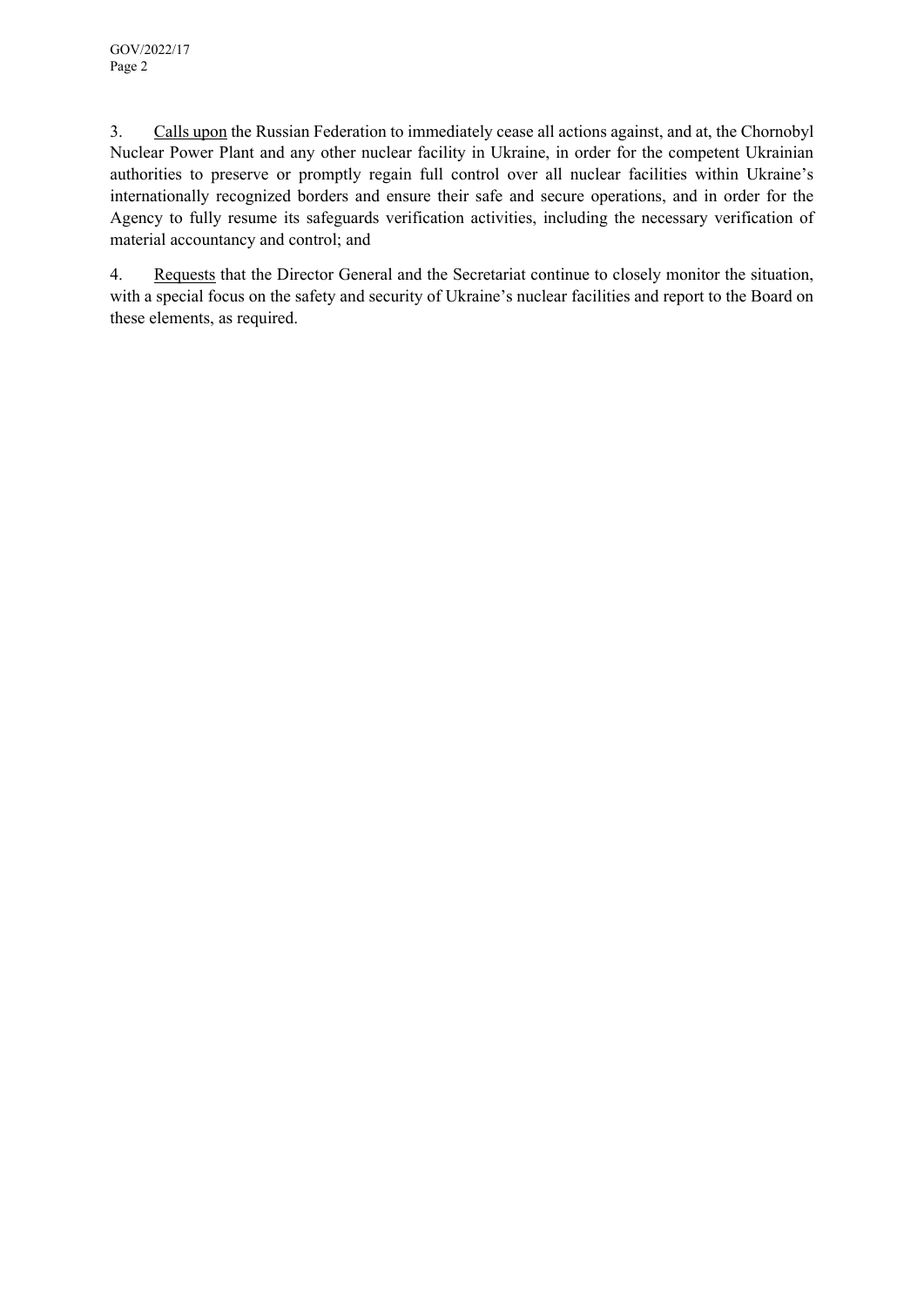3. Calls upon the Russian Federation to immediately cease all actions against, and at, the Chornobyl Nuclear Power Plant and any other nuclear facility in Ukraine, in order for the competent Ukrainian authorities to preserve or promptly regain full control over all nuclear facilities within Ukraine's internationally recognized borders and ensure their safe and secure operations, and in order for the Agency to fully resume its safeguards verification activities, including the necessary verification of material accountancy and control; and

4. Requests that the Director General and the Secretariat continue to closely monitor the situation, with a special focus on the safety and security of Ukraine's nuclear facilities and report to the Board on these elements, as required.